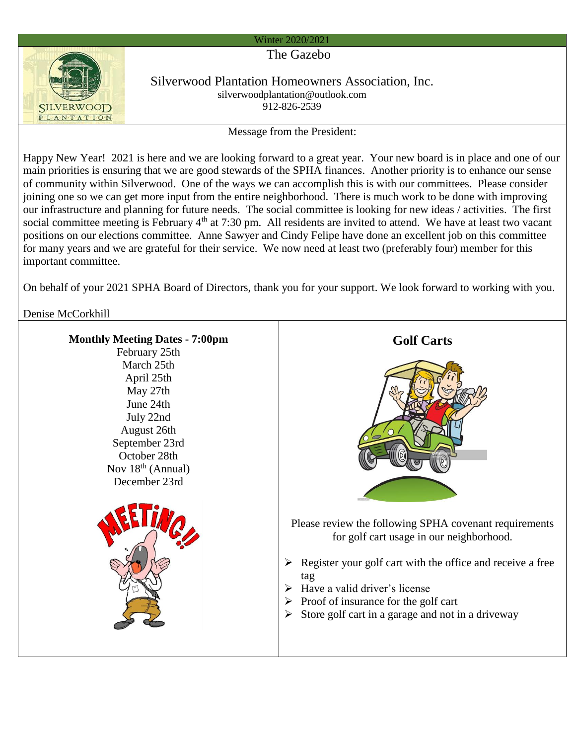Winter 2020/2021

# The Gazebo

## Silverwood Plantation Homeowners Association, Inc.

silverwoodplantation@outlook.com
912-826-2539

### Message from the President:

Happy New Year! 2021 is here and we are looking forward to a great year. Your new board is in place and one of our main priorities is ensuring that we are good stewards of the SPHA finances. Another priority is to enhance our sense of community within Silverwood. One of the ways we can accomplish this is with our committees. Please consider joining one so we can get more input from the entire neighborhood. There is much work to be done with improving our infrastructure and planning for future needs. The social committee is looking for new ideas / activities. The first social committee meeting is February 4th at 7:30 pm. All residents are invited to attend. We have at least two vacant positions on our elections committee. Anne Sawyer and Cindy Felipe have done an excellent job on this committee for many years and we are grateful for their service. We now need at least two (preferably four) member for this important committee.

On behalf of your 2021 SPHA Board of Directors, thank you for your support. We look forward to working with you.

Denise McCorkhill

**Monthly Meeting Dates - 7:00pm**

February 25th
March 25th
April 25th
May 27th
June 24th
July 22nd
August 26th
September 23rd
October 28th
Nov 18th (Annual)
December 23rd

## Golf Carts

Please review the following SPHA covenant requirements for golf cart usage in our neighborhood.

- Register your golf cart with the office and receive a free tag
- Have a valid driver's license
- Proof of insurance for the golf cart
- Store golf cart in a garage and not in a driveway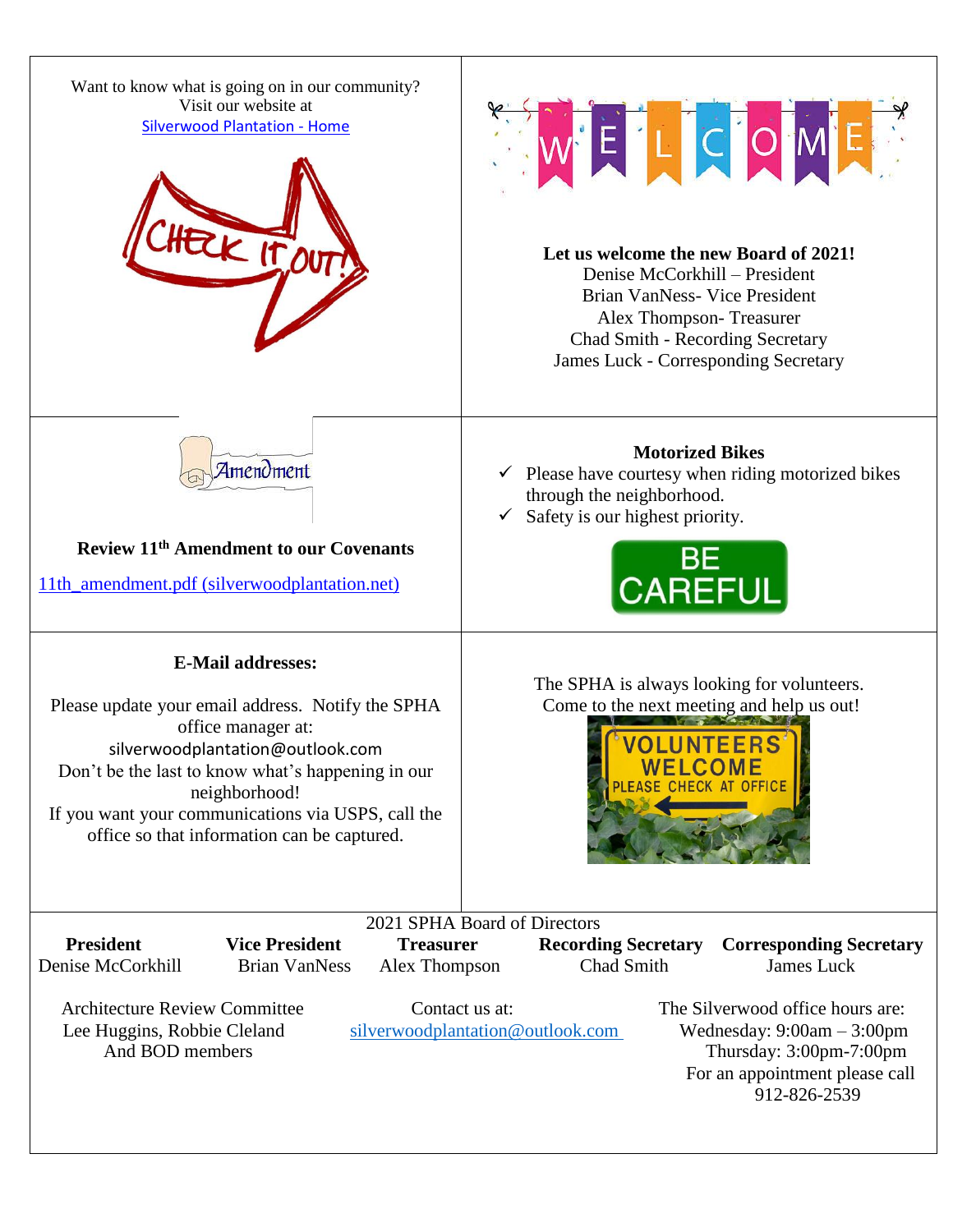Want to know what is going on in our community?
Visit our website at
[Silverwood Plantation - Home]

CHECK IT OUT!

WELCOME

**Let us welcome the new Board of 2021!**
Denise McCorkhill – President
Brian VanNess- Vice President
Alex Thompson- Treasurer
Chad Smith - Recording Secretary
James Luck - Corresponding Secretary

Amendment

**Review 11th Amendment to our Covenants**

11th_amendment.pdf (silverwoodplantation.net)

**Motorized Bikes**

- ✓ Please have courtesy when riding motorized bikes through the neighborhood.
- ✓ Safety is our highest priority.

BE CAREFUL

**E-Mail addresses:**

Please update your email address. Notify the SPHA office manager at:
silverwoodplantation@outlook.com
Don't be the last to know what's happening in our neighborhood!
If you want your communications via USPS, call the office so that information can be captured.

The SPHA is always looking for volunteers.
Come to the next meeting and help us out!

VOLUNTEERS WELCOME
PLEASE CHECK AT OFFICE

2021 SPHA Board of Directors

| President | Vice President | Treasurer | Recording Secretary | Corresponding Secretary |
|---|---|---|---|---|
| Denise McCorkhill | Brian VanNess | Alex Thompson | Chad Smith | James Luck |

Architecture Review Committee
Lee Huggins, Robbie Cleland
And BOD members

Contact us at:
silverwoodplantation@outlook.com

The Silverwood office hours are:
Wednesday: 9:00am – 3:00pm
Thursday: 3:00pm-7:00pm
For an appointment please call
912-826-2539